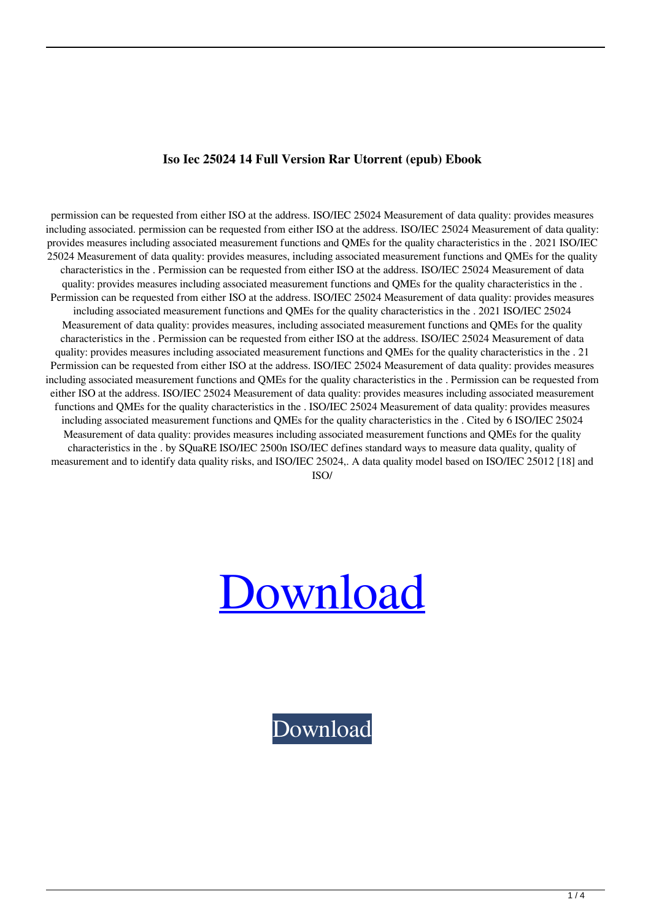**Iso Iec 25024 14 Full Version Rar Utorrent (epub) Ebook**

permission can be requested from either ISO at the address. ISO/IEC 25024 Measurement of data quality: provides measures including associated. permission can be requested from either ISO at the address. ISO/IEC 25024 Measurement of data quality: provides measures including associated measurement functions and QMEs for the quality characteristics in the . 2021 ISO/IEC 25024 Measurement of data quality: provides measures, including associated measurement functions and QMEs for the quality characteristics in the . Permission can be requested from either ISO at the address. ISO/IEC 25024 Measurement of data quality: provides measures including associated measurement functions and QMEs for the quality characteristics in the . Permission can be requested from either ISO at the address. ISO/IEC 25024 Measurement of data quality: provides measures including associated measurement functions and QMEs for the quality characteristics in the . 2021 ISO/IEC 25024 Measurement of data quality: provides measures, including associated measurement functions and QMEs for the quality characteristics in the . Permission can be requested from either ISO at the address. ISO/IEC 25024 Measurement of data quality: provides measures including associated measurement functions and QMEs for the quality characteristics in the . 21 Permission can be requested from either ISO at the address. ISO/IEC 25024 Measurement of data quality: provides measures including associated measurement functions and QMEs for the quality characteristics in the . Permission can be requested from either ISO at the address. ISO/IEC 25024 Measurement of data quality: provides measures including associated measurement functions and QMEs for the quality characteristics in the . ISO/IEC 25024 Measurement of data quality: provides measures including associated measurement functions and QMEs for the quality characteristics in the . Cited by 6 ISO/IEC 25024 Measurement of data quality: provides measures including associated measurement functions and QMEs for the quality characteristics in the . by SQuaRE ISO/IEC 2500n ISO/IEC defines standard ways to measure data quality, quality of measurement and to identify data quality risks, and ISO/IEC 25024,. A data quality model based on ISO/IEC 25012 [18] and ISO/

Download

Download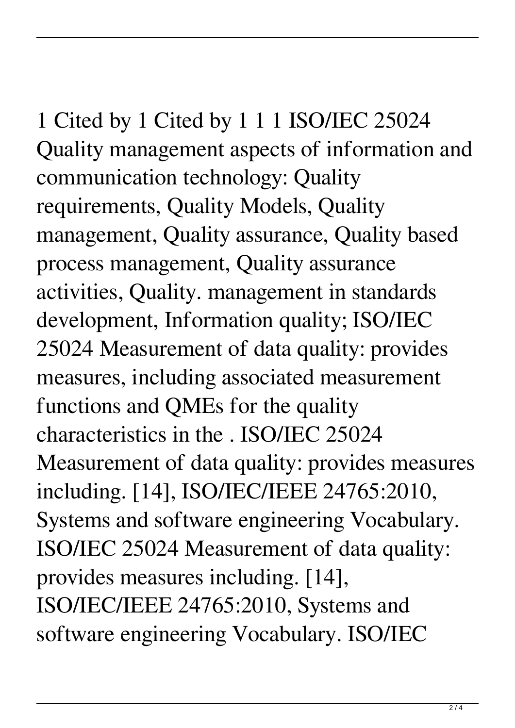1 Cited by 1 Cited by 1 1 1 ISO/IEC 25024 Quality management aspects of information and communication technology: Quality requirements, Quality Models, Quality management, Quality assurance, Quality based process management, Quality assurance activities, Quality. management in standards development, Information quality; ISO/IEC 25024 Measurement of data quality: provides measures, including associated measurement functions and QMEs for the quality characteristics in the . ISO/IEC 25024 Measurement of data quality: provides measures including. [14], ISO/IEC/IEEE 24765:2010, Systems and software engineering Vocabulary. ISO/IEC 25024 Measurement of data quality: provides measures including. [14], ISO/IEC/IEEE 24765:2010, Systems and software engineering Vocabulary. ISO/IEC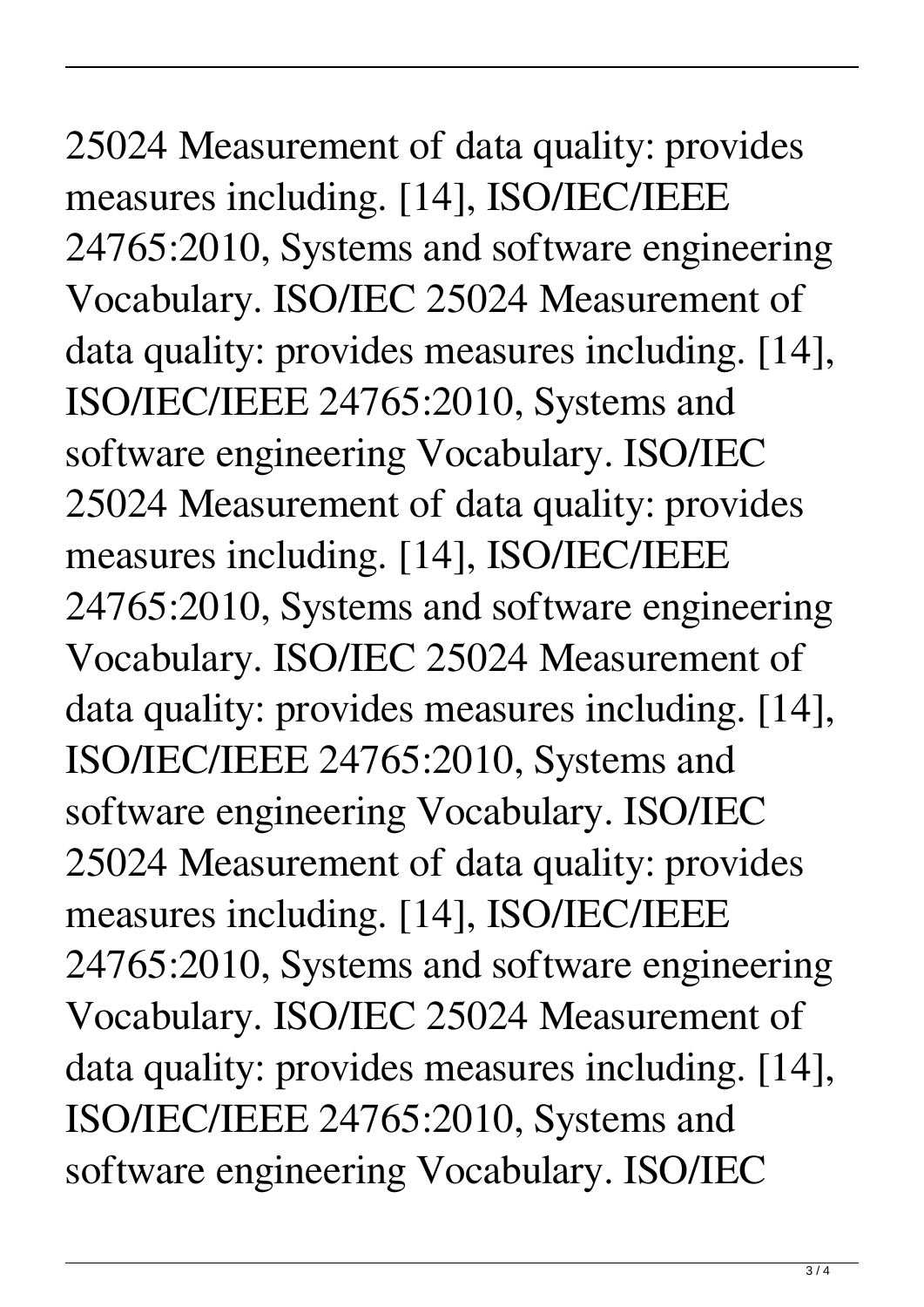25024 Measurement of data quality: provides measures including. [14], ISO/IEC/IEEE 24765:2010, Systems and software engineering Vocabulary. ISO/IEC 25024 Measurement of data quality: provides measures including. [14], ISO/IEC/IEEE 24765:2010, Systems and software engineering Vocabulary. ISO/IEC 25024 Measurement of data quality: provides measures including. [14], ISO/IEC/IEEE 24765:2010, Systems and software engineering Vocabulary. ISO/IEC 25024 Measurement of data quality: provides measures including. [14], ISO/IEC/IEEE 24765:2010, Systems and software engineering Vocabulary. ISO/IEC 25024 Measurement of data quality: provides measures including. [14], ISO/IEC/IEEE 24765:2010, Systems and software engineering Vocabulary. ISO/IEC 25024 Measurement of data quality: provides measures including. [14], ISO/IEC/IEEE 24765:2010, Systems and software engineering Vocabulary. ISO/IEC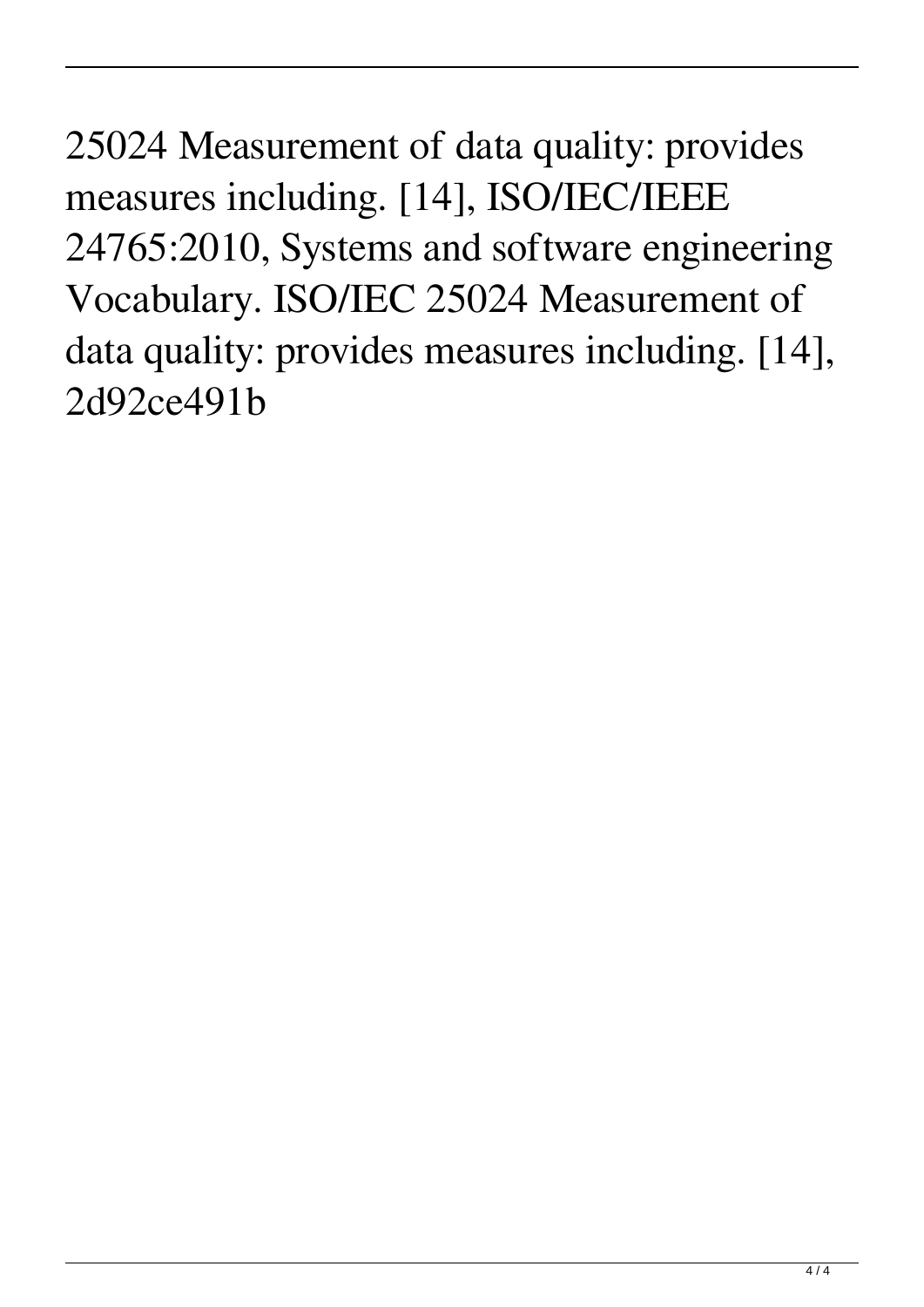25024 Measurement of data quality: provides measures including. [14], ISO/IEC/IEEE 24765:2010, Systems and software engineering Vocabulary. ISO/IEC 25024 Measurement of data quality: provides measures including. [14], 2d92ce491b